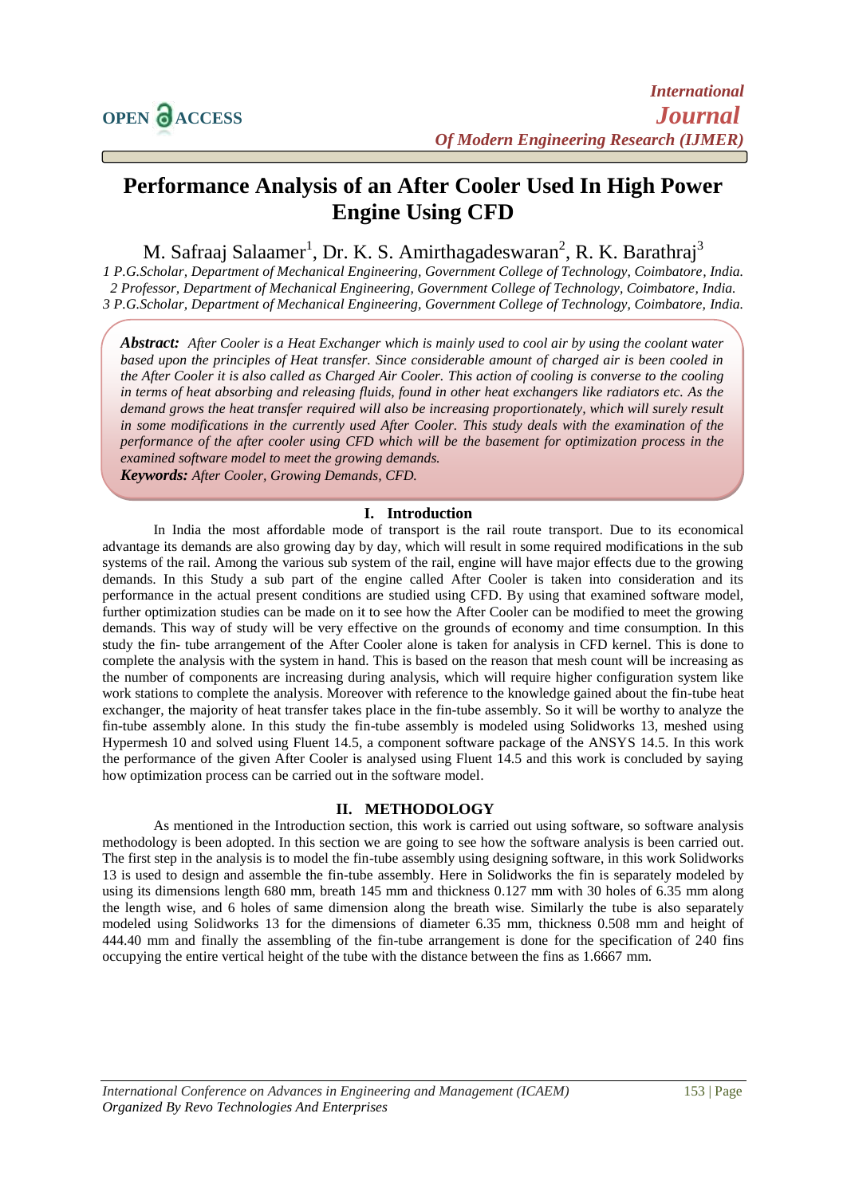# Performance Analysis of an After Cooler Used In High Power Engine Using CFD

M. Safraaj Salaamer[1], Dr. K. S. Amirthagadeswaran[2], R. K. Barathraj[3]

*1 P.G.Scholar, Department of Mechanical Engineering, Government College of Technology, Coimbatore, India.*
*2 Professor, Department of Mechanical Engineering, Government College of Technology, Coimbatore, India.*
*3 P.G.Scholar, Department of Mechanical Engineering, Government College of Technology, Coimbatore, India.*

***Abstract:*** *After Cooler is a Heat Exchanger which is mainly used to cool air by using the coolant water based upon the principles of Heat transfer. Since considerable amount of charged air is been cooled in the After Cooler it is also called as Charged Air Cooler. This action of cooling is converse to the cooling in terms of heat absorbing and releasing fluids, found in other heat exchangers like radiators etc. As the demand grows the heat transfer required will also be increasing proportionately, which will surely result in some modifications in the currently used After Cooler. This study deals with the examination of the performance of the after cooler using CFD which will be the basement for optimization process in the examined software model to meet the growing demands.*

***Keywords:*** *After Cooler, Growing Demands, CFD.*

## I. Introduction

In India the most affordable mode of transport is the rail route transport. Due to its economical advantage its demands are also growing day by day, which will result in some required modifications in the sub systems of the rail. Among the various sub system of the rail, engine will have major effects due to the growing demands. In this Study a sub part of the engine called After Cooler is taken into consideration and its performance in the actual present conditions are studied using CFD. By using that examined software model, further optimization studies can be made on it to see how the After Cooler can be modified to meet the growing demands. This way of study will be very effective on the grounds of economy and time consumption. In this study the fin- tube arrangement of the After Cooler alone is taken for analysis in CFD kernel. This is done to complete the analysis with the system in hand. This is based on the reason that mesh count will be increasing as the number of components are increasing during analysis, which will require higher configuration system like work stations to complete the analysis. Moreover with reference to the knowledge gained about the fin-tube heat exchanger, the majority of heat transfer takes place in the fin-tube assembly. So it will be worthy to analyze the fin-tube assembly alone. In this study the fin-tube assembly is modeled using Solidworks 13, meshed using Hypermesh 10 and solved using Fluent 14.5, a component software package of the ANSYS 14.5. In this work the performance of the given After Cooler is analysed using Fluent 14.5 and this work is concluded by saying how optimization process can be carried out in the software model.

## II. METHODOLOGY

As mentioned in the Introduction section, this work is carried out using software, so software analysis methodology is been adopted. In this section we are going to see how the software analysis is been carried out. The first step in the analysis is to model the fin-tube assembly using designing software, in this work Solidworks 13 is used to design and assemble the fin-tube assembly. Here in Solidworks the fin is separately modeled by using its dimensions length 680 mm, breath 145 mm and thickness 0.127 mm with 30 holes of 6.35 mm along the length wise, and 6 holes of same dimension along the breath wise. Similarly the tube is also separately modeled using Solidworks 13 for the dimensions of diameter 6.35 mm, thickness 0.508 mm and height of 444.40 mm and finally the assembling of the fin-tube arrangement is done for the specification of 240 fins occupying the entire vertical height of the tube with the distance between the fins as 1.6667 mm.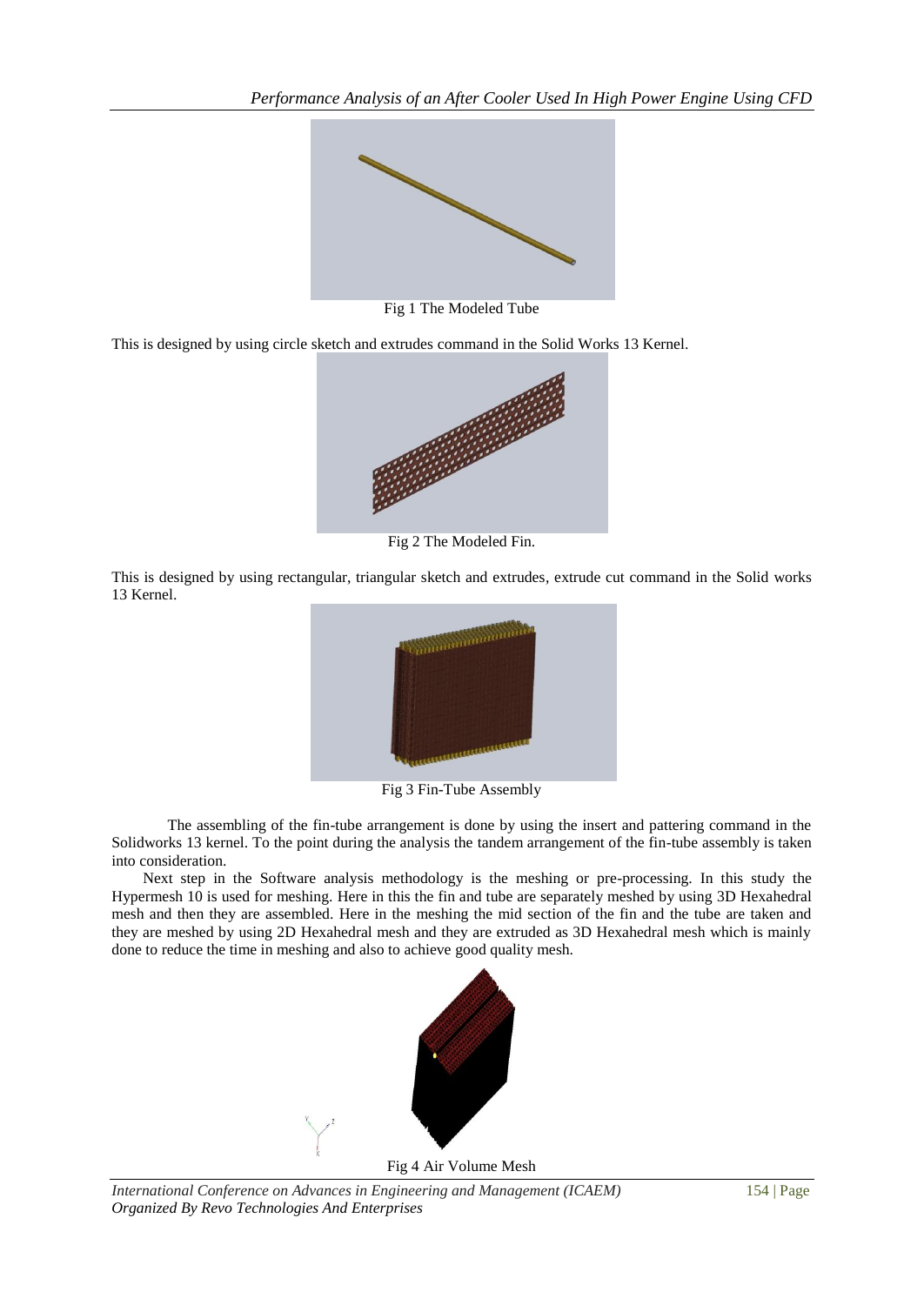Fig 1 The Modeled Tube

This is designed by using circle sketch and extrudes command in the Solid Works 13 Kernel.

Fig 2 The Modeled Fin.

This is designed by using rectangular, triangular sketch and extrudes, extrude cut command in the Solid works 13 Kernel.

Fig 3 Fin-Tube Assembly

The assembling of the fin-tube arrangement is done by using the insert and pattering command in the Solidworks 13 kernel. To the point during the analysis the tandem arrangement of the fin-tube assembly is taken into consideration.

Next step in the Software analysis methodology is the meshing or pre-processing. In this study the Hypermesh 10 is used for meshing. Here in this the fin and tube are separately meshed by using 3D Hexahedral mesh and then they are assembled. Here in the meshing the mid section of the fin and the tube are taken and they are meshed by using 2D Hexahedral mesh and they are extruded as 3D Hexahedral mesh which is mainly done to reduce the time in meshing and also to achieve good quality mesh.

Fig 4 Air Volume Mesh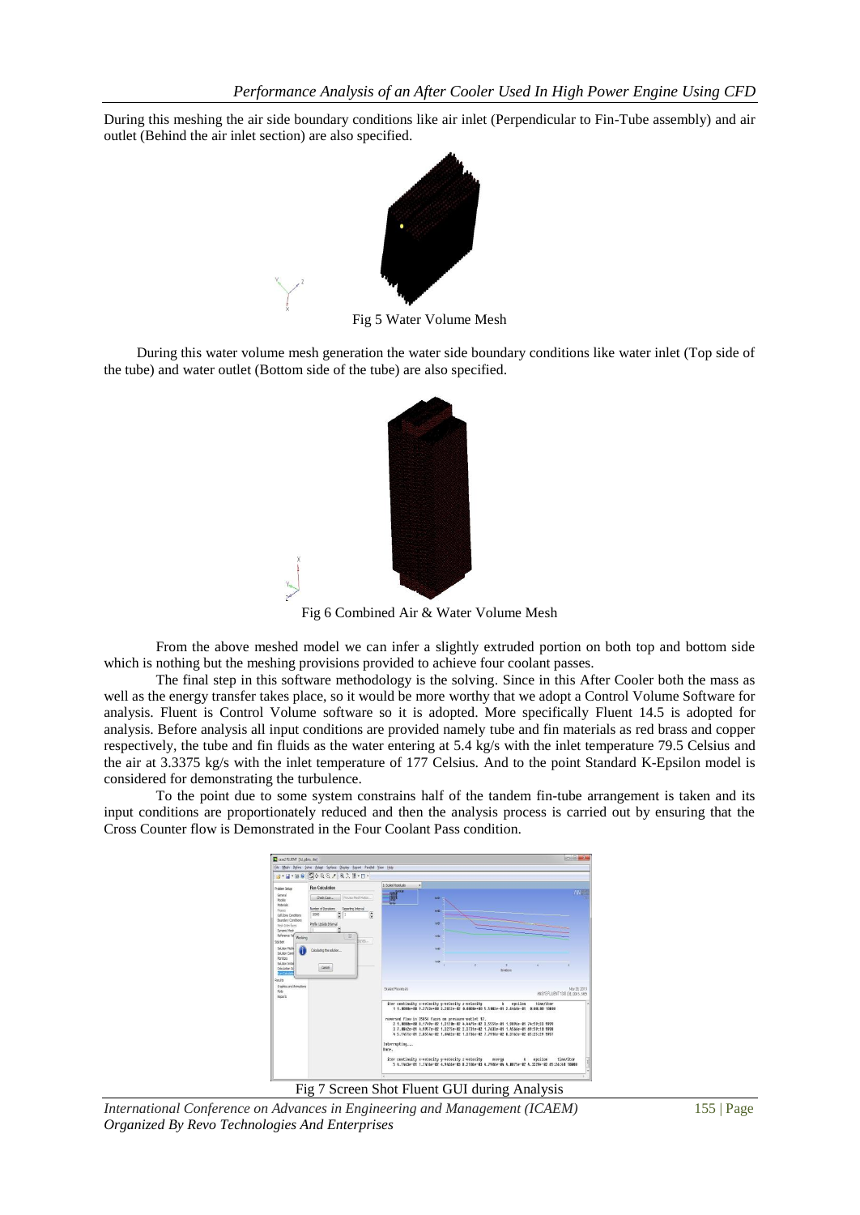During this meshing the air side boundary conditions like air inlet (Perpendicular to Fin-Tube assembly) and air outlet (Behind the air inlet section) are also specified.

Fig 5 Water Volume Mesh

During this water volume mesh generation the water side boundary conditions like water inlet (Top side of the tube) and water outlet (Bottom side of the tube) are also specified.

Fig 6 Combined Air & Water Volume Mesh

From the above meshed model we can infer a slightly extruded portion on both top and bottom side which is nothing but the meshing provisions provided to achieve four coolant passes.

The final step in this software methodology is the solving. Since in this After Cooler both the mass as well as the energy transfer takes place, so it would be more worthy that we adopt a Control Volume Software for analysis. Fluent is Control Volume software so it is adopted. More specifically Fluent 14.5 is adopted for analysis. Before analysis all input conditions are provided namely tube and fin materials as red brass and copper respectively, the tube and fin fluids as the water entering at 5.4 kg/s with the inlet temperature 79.5 Celsius and the air at 3.3375 kg/s with the inlet temperature of 177 Celsius. And to the point Standard K-Epsilon model is considered for demonstrating the turbulence.

To the point due to some system constrains half of the tandem fin-tube arrangement is taken and its input conditions are proportionately reduced and then the analysis process is carried out by ensuring that the Cross Counter flow is Demonstrated in the Four Coolant Pass condition.

Fig 7 Screen Shot Fluent GUI during Analysis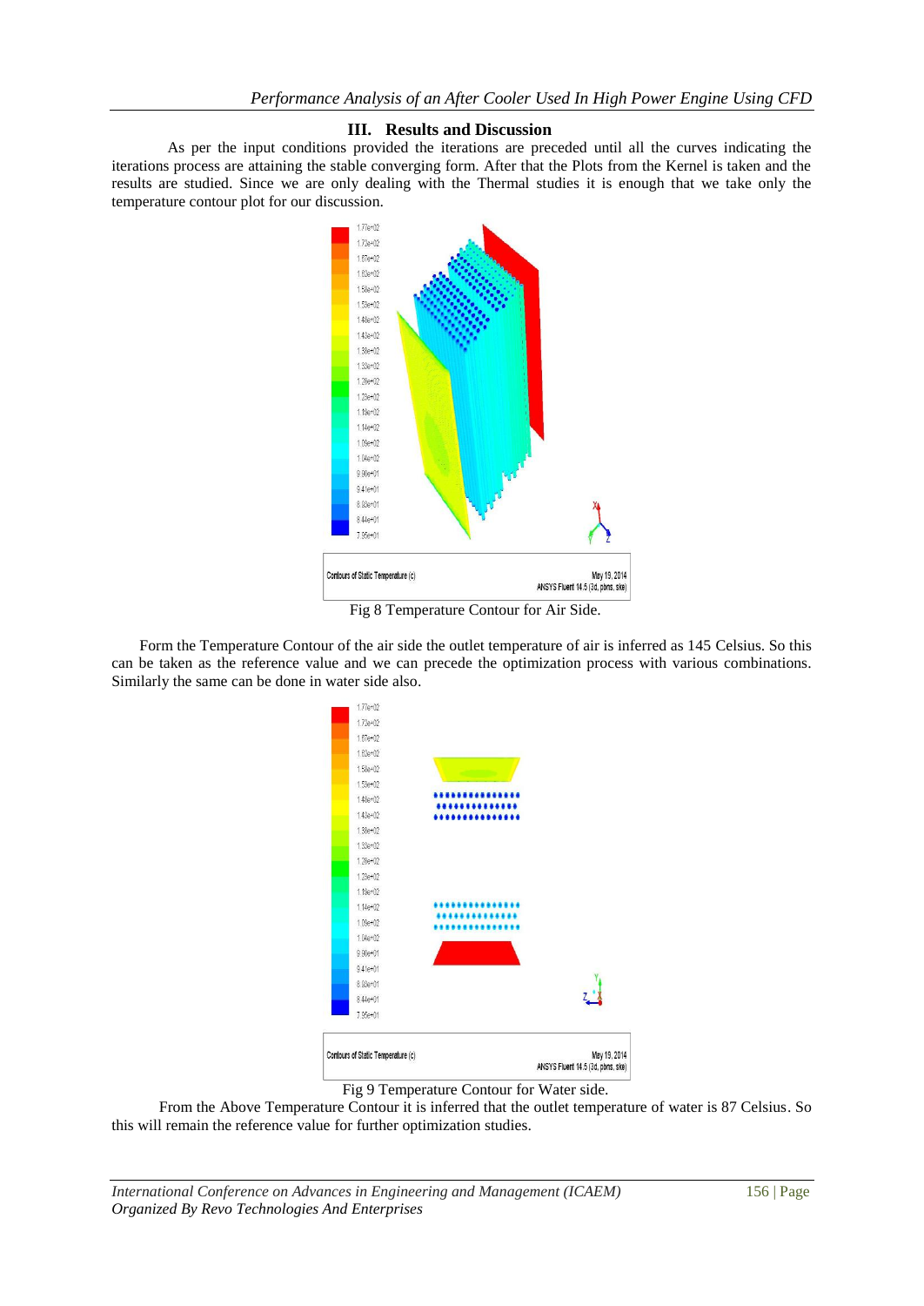## III. Results and Discussion

As per the input conditions provided the iterations are preceded until all the curves indicating the iterations process are attaining the stable converging form. After that the Plots from the Kernel is taken and the results are studied. Since we are only dealing with the Thermal studies it is enough that we take only the temperature contour plot for our discussion.

Fig 8 Temperature Contour for Air Side.

Form the Temperature Contour of the air side the outlet temperature of air is inferred as 145 Celsius. So this can be taken as the reference value and we can precede the optimization process with various combinations. Similarly the same can be done in water side also.

Fig 9 Temperature Contour for Water side.

From the Above Temperature Contour it is inferred that the outlet temperature of water is 87 Celsius. So this will remain the reference value for further optimization studies.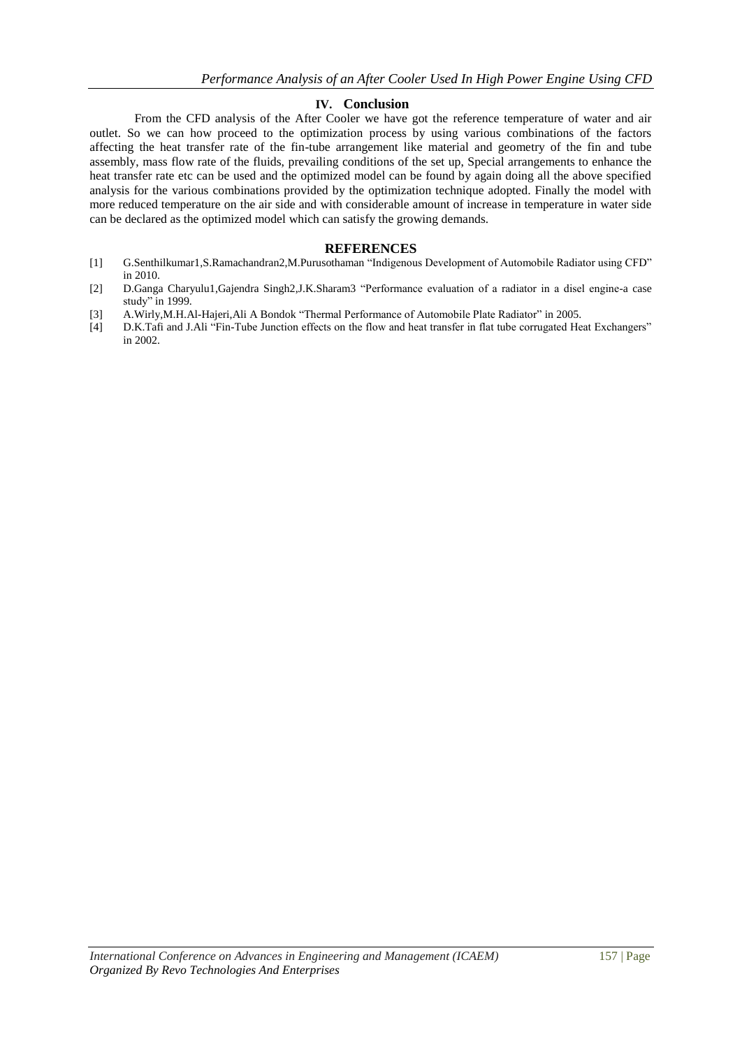## IV. Conclusion

From the CFD analysis of the After Cooler we have got the reference temperature of water and air outlet. So we can how proceed to the optimization process by using various combinations of the factors affecting the heat transfer rate of the fin-tube arrangement like material and geometry of the fin and tube assembly, mass flow rate of the fluids, prevailing conditions of the set up, Special arrangements to enhance the heat transfer rate etc can be used and the optimized model can be found by again doing all the above specified analysis for the various combinations provided by the optimization technique adopted. Finally the model with more reduced temperature on the air side and with considerable amount of increase in temperature in water side can be declared as the optimized model which can satisfy the growing demands.

## REFERENCES

[1] G.Senthilkumar1,S.Ramachandran2,M.Purusothaman "Indigenous Development of Automobile Radiator using CFD" in 2010.

[2] D.Ganga Charyulu1,Gajendra Singh2,J.K.Sharam3 "Performance evaluation of a radiator in a disel engine-a case study" in 1999.

[3] A.Wirly,M.H.Al-Hajeri,Ali A Bondok "Thermal Performance of Automobile Plate Radiator" in 2005.

[4] D.K.Tafi and J.Ali "Fin-Tube Junction effects on the flow and heat transfer in flat tube corrugated Heat Exchangers" in 2002.